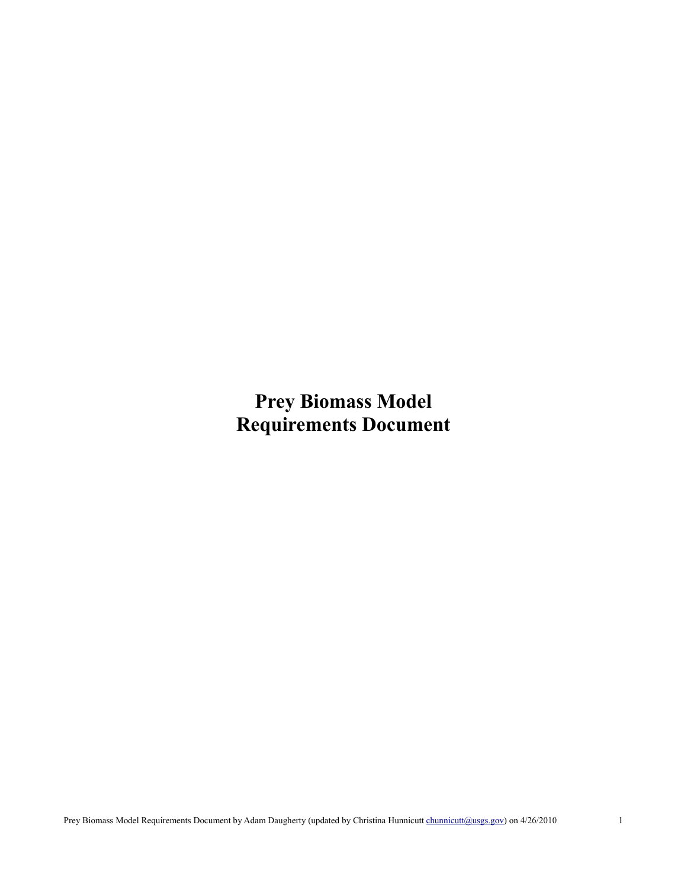# Prey Biomass Model
# Requirements Document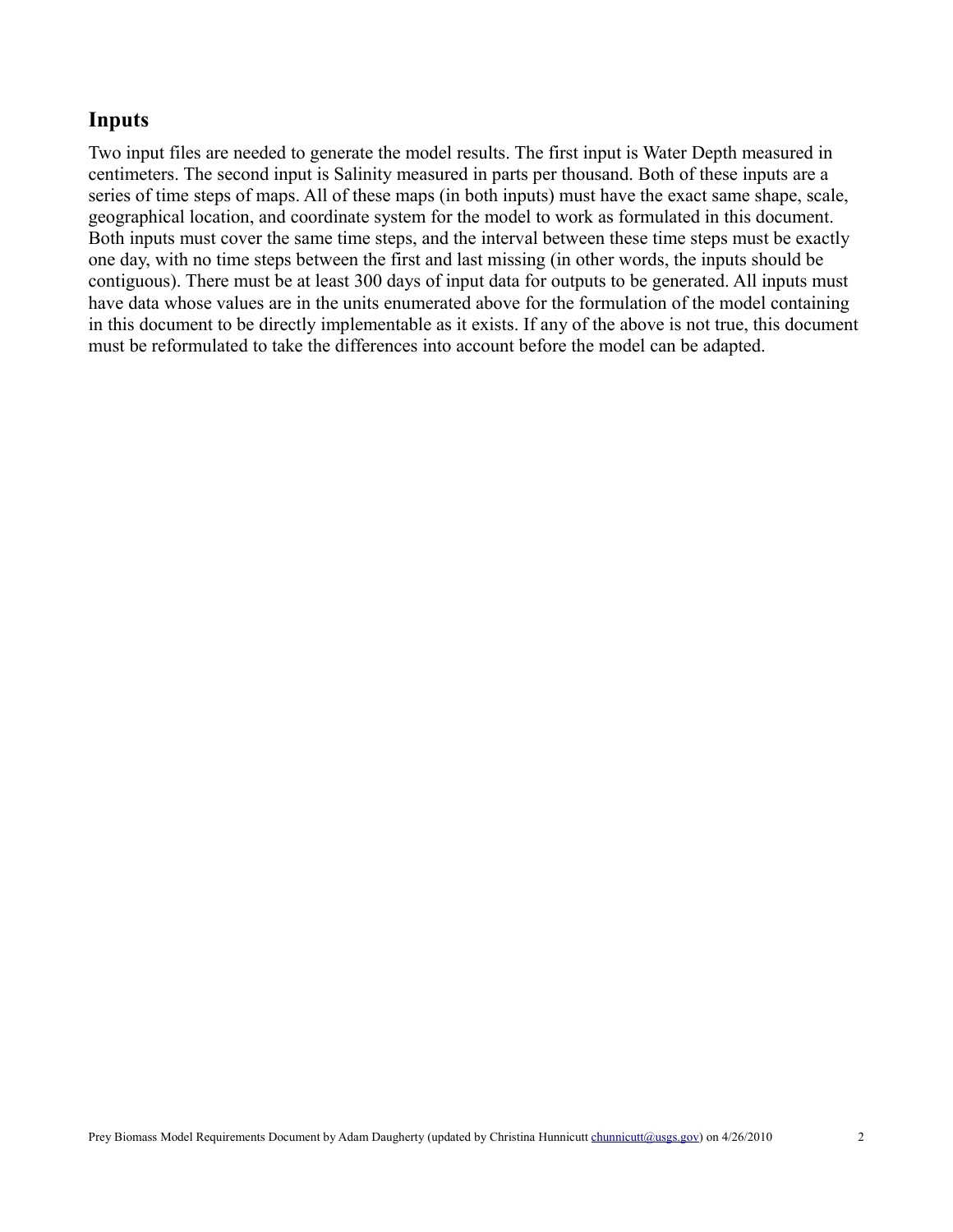## Inputs

Two input files are needed to generate the model results. The first input is Water Depth measured in centimeters. The second input is Salinity measured in parts per thousand. Both of these inputs are a series of time steps of maps. All of these maps (in both inputs) must have the exact same shape, scale, geographical location, and coordinate system for the model to work as formulated in this document. Both inputs must cover the same time steps, and the interval between these time steps must be exactly one day, with no time steps between the first and last missing (in other words, the inputs should be contiguous). There must be at least 300 days of input data for outputs to be generated. All inputs must have data whose values are in the units enumerated above for the formulation of the model containing in this document to be directly implementable as it exists. If any of the above is not true, this document must be reformulated to take the differences into account before the model can be adapted.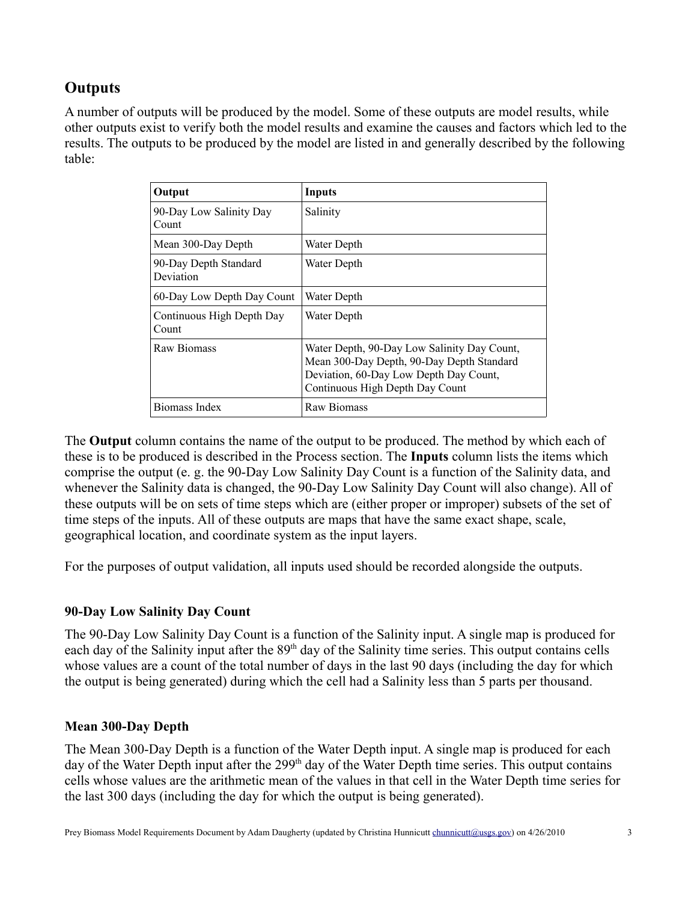## Outputs

A number of outputs will be produced by the model. Some of these outputs are model results, while other outputs exist to verify both the model results and examine the causes and factors which led to the results. The outputs to be produced by the model are listed in and generally described by the following table:

| Output | Inputs |
|---|---|
| 90-Day Low Salinity Day Count | Salinity |
| Mean 300-Day Depth | Water Depth |
| 90-Day Depth Standard Deviation | Water Depth |
| 60-Day Low Depth Day Count | Water Depth |
| Continuous High Depth Day Count | Water Depth |
| Raw Biomass | Water Depth, 90-Day Low Salinity Day Count, Mean 300-Day Depth, 90-Day Depth Standard Deviation, 60-Day Low Depth Day Count, Continuous High Depth Day Count |
| Biomass Index | Raw Biomass |

The **Output** column contains the name of the output to be produced. The method by which each of these is to be produced is described in the Process section. The **Inputs** column lists the items which comprise the output (e. g. the 90-Day Low Salinity Day Count is a function of the Salinity data, and whenever the Salinity data is changed, the 90-Day Low Salinity Day Count will also change). All of these outputs will be on sets of time steps which are (either proper or improper) subsets of the set of time steps of the inputs. All of these outputs are maps that have the same exact shape, scale, geographical location, and coordinate system as the input layers.

For the purposes of output validation, all inputs used should be recorded alongside the outputs.

### 90-Day Low Salinity Day Count

The 90-Day Low Salinity Day Count is a function of the Salinity input. A single map is produced for each day of the Salinity input after the 89th day of the Salinity time series. This output contains cells whose values are a count of the total number of days in the last 90 days (including the day for which the output is being generated) during which the cell had a Salinity less than 5 parts per thousand.

### Mean 300-Day Depth

The Mean 300-Day Depth is a function of the Water Depth input. A single map is produced for each day of the Water Depth input after the 299th day of the Water Depth time series. This output contains cells whose values are the arithmetic mean of the values in that cell in the Water Depth time series for the last 300 days (including the day for which the output is being generated).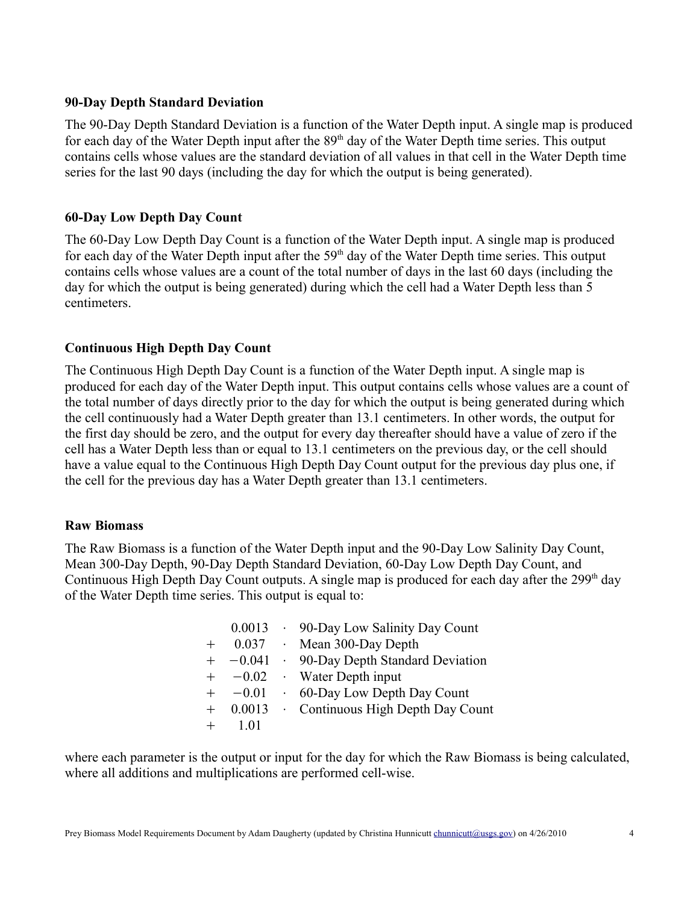### 90-Day Depth Standard Deviation

The 90-Day Depth Standard Deviation is a function of the Water Depth input. A single map is produced for each day of the Water Depth input after the 89th day of the Water Depth time series. This output contains cells whose values are the standard deviation of all values in that cell in the Water Depth time series for the last 90 days (including the day for which the output is being generated).

### 60-Day Low Depth Day Count

The 60-Day Low Depth Day Count is a function of the Water Depth input. A single map is produced for each day of the Water Depth input after the 59th day of the Water Depth time series. This output contains cells whose values are a count of the total number of days in the last 60 days (including the day for which the output is being generated) during which the cell had a Water Depth less than 5 centimeters.

### Continuous High Depth Day Count

The Continuous High Depth Day Count is a function of the Water Depth input. A single map is produced for each day of the Water Depth input. This output contains cells whose values are a count of the total number of days directly prior to the day for which the output is being generated during which the cell continuously had a Water Depth greater than 13.1 centimeters. In other words, the output for the first day should be zero, and the output for every day thereafter should have a value of zero if the cell has a Water Depth less than or equal to 13.1 centimeters on the previous day, or the cell should have a value equal to the Continuous High Depth Day Count output for the previous day plus one, if the cell for the previous day has a Water Depth greater than 13.1 centimeters.

### Raw Biomass

The Raw Biomass is a function of the Water Depth input and the 90-Day Low Salinity Day Count, Mean 300-Day Depth, 90-Day Depth Standard Deviation, 60-Day Low Depth Day Count, and Continuous High Depth Day Count outputs. A single map is produced for each day after the 299th day of the Water Depth time series. This output is equal to:

$$
\begin{aligned}
& 0.0013 \cdot \text{90-Day Low Salinity Day Count} \\
+ \; & 0.037 \cdot \text{Mean 300-Day Depth} \\
+ \; & -0.041 \cdot \text{90-Day Depth Standard Deviation} \\
+ \; & -0.02 \cdot \text{Water Depth input} \\
+ \; & -0.01 \cdot \text{60-Day Low Depth Day Count} \\
+ \; & 0.0013 \cdot \text{Continuous High Depth Day Count} \\
+ \; & 1.01
\end{aligned}
$$

where each parameter is the output or input for the day for which the Raw Biomass is being calculated, where all additions and multiplications are performed cell-wise.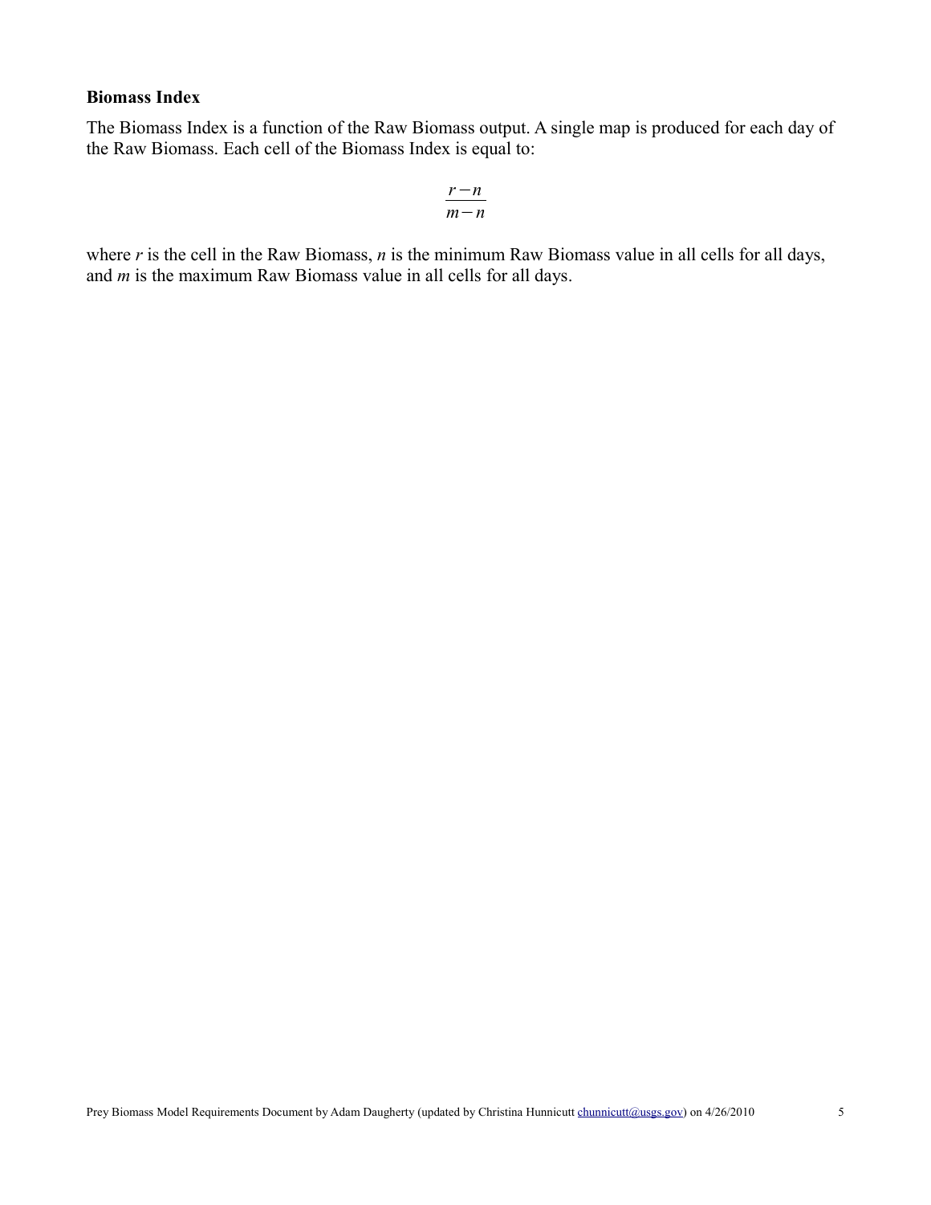**Biomass Index**

The Biomass Index is a function of the Raw Biomass output. A single map is produced for each day of the Raw Biomass. Each cell of the Biomass Index is equal to:

$$\frac{r-n}{m-n}$$

where $r$ is the cell in the Raw Biomass, $n$ is the minimum Raw Biomass value in all cells for all days, and $m$ is the maximum Raw Biomass value in all cells for all days.